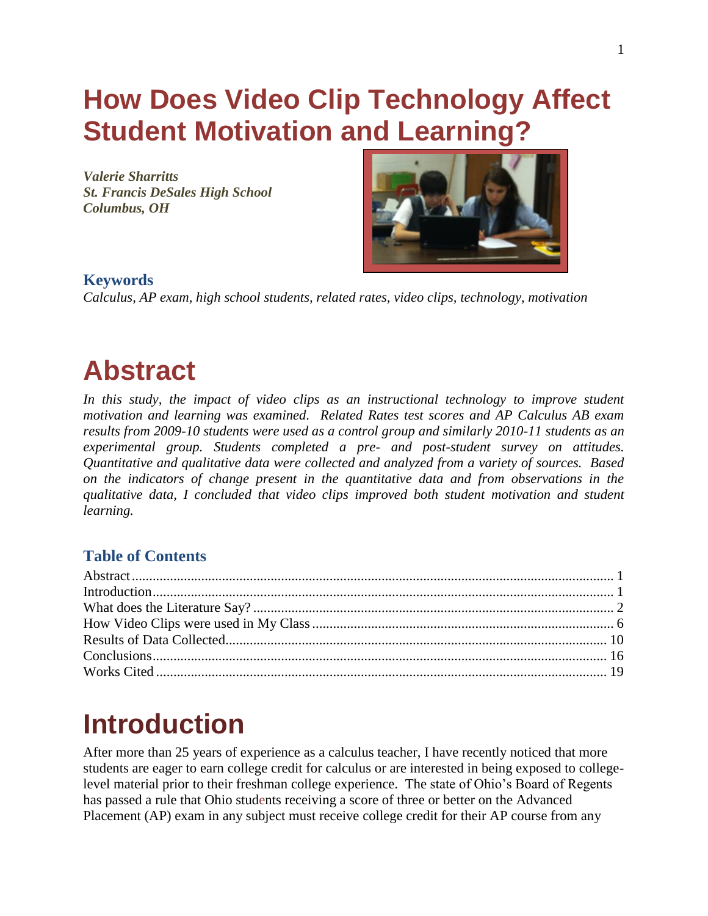# How Does Video Clip Technology Affect Student Motivation and Learning?

***Valerie Sharritts***
***St. Francis DeSales High School***
***Columbus, OH***

### Keywords

*Calculus, AP exam, high school students, related rates, video clips, technology, motivation*

# Abstract

*In this study, the impact of video clips as an instructional technology to improve student motivation and learning was examined. Related Rates test scores and AP Calculus AB exam results from 2009-10 students were used as a control group and similarly 2010-11 students as an experimental group. Students completed a pre- and post-student survey on attitudes. Quantitative and qualitative data were collected and analyzed from a variety of sources. Based on the indicators of change present in the quantitative data and from observations in the qualitative data, I concluded that video clips improved both student motivation and student learning.*

### Table of Contents

Abstract ........ 1
Introduction ........ 1
What does the Literature Say? ........ 2
How Video Clips were used in My Class ........ 6
Results of Data Collected ........ 10
Conclusions ........ 16
Works Cited ........ 19

# Introduction

After more than 25 years of experience as a calculus teacher, I have recently noticed that more students are eager to earn college credit for calculus or are interested in being exposed to college-level material prior to their freshman college experience. The state of Ohio's Board of Regents has passed a rule that Ohio students receiving a score of three or better on the Advanced Placement (AP) exam in any subject must receive college credit for their AP course from any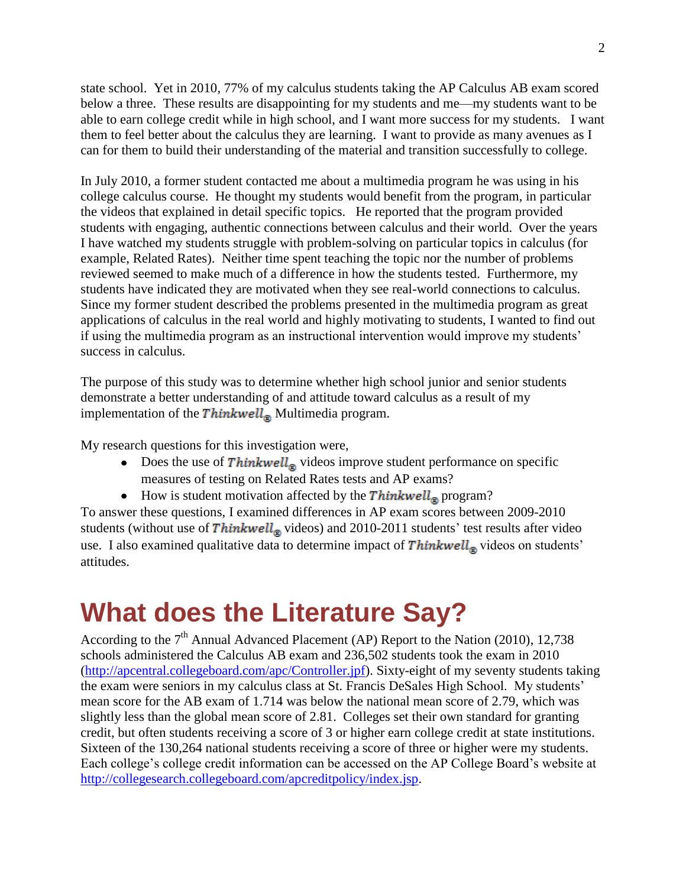state school. Yet in 2010, 77% of my calculus students taking the AP Calculus AB exam scored below a three. These results are disappointing for my students and me—my students want to be able to earn college credit while in high school, and I want more success for my students. I want them to feel better about the calculus they are learning. I want to provide as many avenues as I can for them to build their understanding of the material and transition successfully to college.

In July 2010, a former student contacted me about a multimedia program he was using in his college calculus course. He thought my students would benefit from the program, in particular the videos that explained in detail specific topics. He reported that the program provided students with engaging, authentic connections between calculus and their world. Over the years I have watched my students struggle with problem-solving on particular topics in calculus (for example, Related Rates). Neither time spent teaching the topic nor the number of problems reviewed seemed to make much of a difference in how the students tested. Furthermore, my students have indicated they are motivated when they see real-world connections to calculus. Since my former student described the problems presented in the multimedia program as great applications of calculus in the real world and highly motivating to students, I wanted to find out if using the multimedia program as an instructional intervention would improve my students' success in calculus.

The purpose of this study was to determine whether high school junior and senior students demonstrate a better understanding of and attitude toward calculus as a result of my implementation of the ***Thinkwell***® Multimedia program.

My research questions for this investigation were,

- Does the use of ***Thinkwell***® videos improve student performance on specific measures of testing on Related Rates tests and AP exams?
- How is student motivation affected by the ***Thinkwell***® program?

To answer these questions, I examined differences in AP exam scores between 2009-2010 students (without use of ***Thinkwell***® videos) and 2010-2011 students' test results after video use. I also examined qualitative data to determine impact of ***Thinkwell***® videos on students' attitudes.

# What does the Literature Say?

According to the 7th Annual Advanced Placement (AP) Report to the Nation (2010), 12,738 schools administered the Calculus AB exam and 236,502 students took the exam in 2010 (http://apcentral.collegeboard.com/apc/Controller.jpf). Sixty-eight of my seventy students taking the exam were seniors in my calculus class at St. Francis DeSales High School. My students' mean score for the AB exam of 1.714 was below the national mean score of 2.79, which was slightly less than the global mean score of 2.81. Colleges set their own standard for granting credit, but often students receiving a score of 3 or higher earn college credit at state institutions. Sixteen of the 130,264 national students receiving a score of three or higher were my students. Each college's college credit information can be accessed on the AP College Board's website at http://collegesearch.collegeboard.com/apcreditpolicy/index.jsp.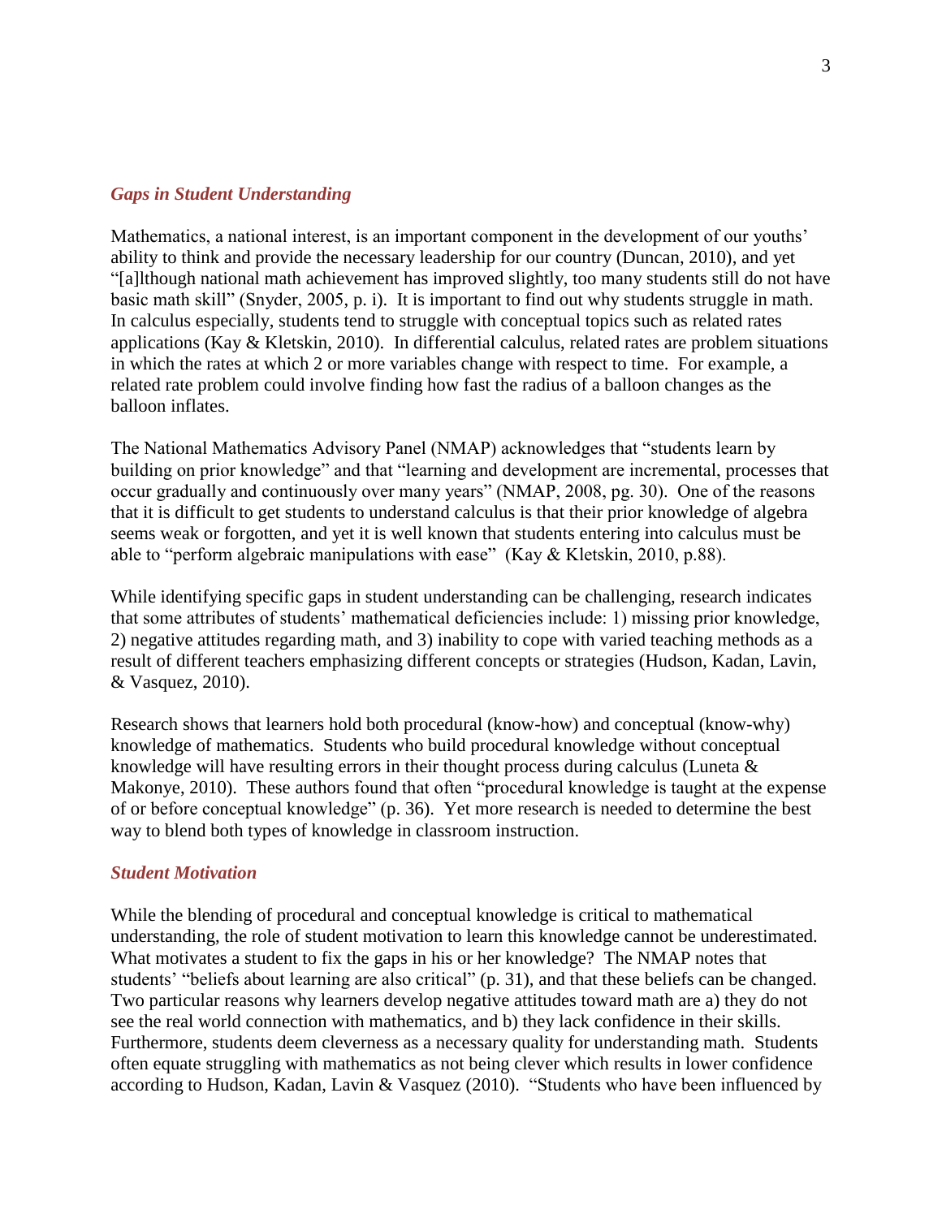### *Gaps in Student Understanding*

Mathematics, a national interest, is an important component in the development of our youths' ability to think and provide the necessary leadership for our country (Duncan, 2010), and yet "[a]lthough national math achievement has improved slightly, too many students still do not have basic math skill" (Snyder, 2005, p. i). It is important to find out why students struggle in math. In calculus especially, students tend to struggle with conceptual topics such as related rates applications (Kay & Kletskin, 2010). In differential calculus, related rates are problem situations in which the rates at which 2 or more variables change with respect to time. For example, a related rate problem could involve finding how fast the radius of a balloon changes as the balloon inflates.

The National Mathematics Advisory Panel (NMAP) acknowledges that "students learn by building on prior knowledge" and that "learning and development are incremental, processes that occur gradually and continuously over many years" (NMAP, 2008, pg. 30). One of the reasons that it is difficult to get students to understand calculus is that their prior knowledge of algebra seems weak or forgotten, and yet it is well known that students entering into calculus must be able to "perform algebraic manipulations with ease" (Kay & Kletskin, 2010, p.88).

While identifying specific gaps in student understanding can be challenging, research indicates that some attributes of students' mathematical deficiencies include: 1) missing prior knowledge, 2) negative attitudes regarding math, and 3) inability to cope with varied teaching methods as a result of different teachers emphasizing different concepts or strategies (Hudson, Kadan, Lavin, & Vasquez, 2010).

Research shows that learners hold both procedural (know-how) and conceptual (know-why) knowledge of mathematics. Students who build procedural knowledge without conceptual knowledge will have resulting errors in their thought process during calculus (Luneta & Makonye, 2010). These authors found that often "procedural knowledge is taught at the expense of or before conceptual knowledge" (p. 36). Yet more research is needed to determine the best way to blend both types of knowledge in classroom instruction.

### *Student Motivation*

While the blending of procedural and conceptual knowledge is critical to mathematical understanding, the role of student motivation to learn this knowledge cannot be underestimated. What motivates a student to fix the gaps in his or her knowledge? The NMAP notes that students' "beliefs about learning are also critical" (p. 31), and that these beliefs can be changed. Two particular reasons why learners develop negative attitudes toward math are a) they do not see the real world connection with mathematics, and b) they lack confidence in their skills. Furthermore, students deem cleverness as a necessary quality for understanding math. Students often equate struggling with mathematics as not being clever which results in lower confidence according to Hudson, Kadan, Lavin & Vasquez (2010). "Students who have been influenced by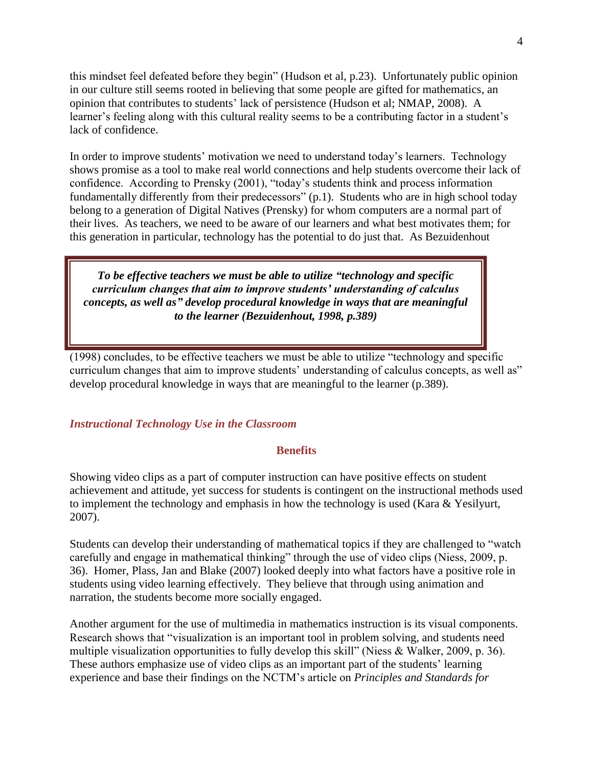this mindset feel defeated before they begin" (Hudson et al, p.23). Unfortunately public opinion in our culture still seems rooted in believing that some people are gifted for mathematics, an opinion that contributes to students' lack of persistence (Hudson et al; NMAP, 2008). A learner's feeling along with this cultural reality seems to be a contributing factor in a student's lack of confidence.

In order to improve students' motivation we need to understand today's learners. Technology shows promise as a tool to make real world connections and help students overcome their lack of confidence. According to Prensky (2001), "today's students think and process information fundamentally differently from their predecessors" (p.1). Students who are in high school today belong to a generation of Digital Natives (Prensky) for whom computers are a normal part of their lives. As teachers, we need to be aware of our learners and what best motivates them; for this generation in particular, technology has the potential to do just that. As Bezuidenhout (1998) concludes, to be effective teachers we must be able to utilize "technology and specific curriculum changes that aim to improve students' understanding of calculus concepts, as well as" develop procedural knowledge in ways that are meaningful to the learner (p.389).

> ***To be effective teachers we must be able to utilize "technology and specific curriculum changes that aim to improve students' understanding of calculus concepts, as well as" develop procedural knowledge in ways that are meaningful to the learner (Bezuidenhout, 1998, p.389)***

### *Instructional Technology Use in the Classroom*

#### Benefits

Showing video clips as a part of computer instruction can have positive effects on student achievement and attitude, yet success for students is contingent on the instructional methods used to implement the technology and emphasis in how the technology is used (Kara & Yesilyurt, 2007).

Students can develop their understanding of mathematical topics if they are challenged to "watch carefully and engage in mathematical thinking" through the use of video clips (Niess, 2009, p. 36). Homer, Plass, Jan and Blake (2007) looked deeply into what factors have a positive role in students using video learning effectively. They believe that through using animation and narration, the students become more socially engaged.

Another argument for the use of multimedia in mathematics instruction is its visual components. Research shows that "visualization is an important tool in problem solving, and students need multiple visualization opportunities to fully develop this skill" (Niess & Walker, 2009, p. 36). These authors emphasize use of video clips as an important part of the students' learning experience and base their findings on the NCTM's article on *Principles and Standards for*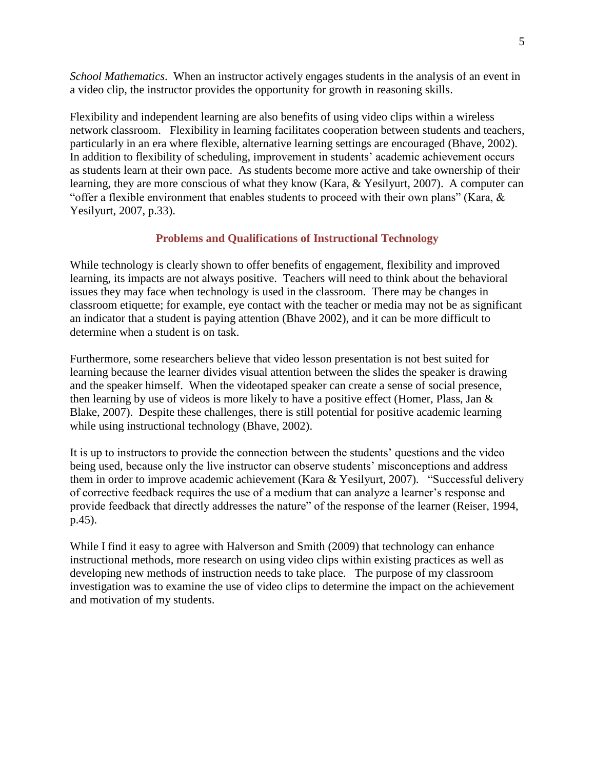*School Mathematics*. When an instructor actively engages students in the analysis of an event in a video clip, the instructor provides the opportunity for growth in reasoning skills.

Flexibility and independent learning are also benefits of using video clips within a wireless network classroom. Flexibility in learning facilitates cooperation between students and teachers, particularly in an era where flexible, alternative learning settings are encouraged (Bhave, 2002). In addition to flexibility of scheduling, improvement in students' academic achievement occurs as students learn at their own pace. As students become more active and take ownership of their learning, they are more conscious of what they know (Kara, & Yesilyurt, 2007). A computer can "offer a flexible environment that enables students to proceed with their own plans" (Kara, & Yesilyurt, 2007, p.33).

## Problems and Qualifications of Instructional Technology

While technology is clearly shown to offer benefits of engagement, flexibility and improved learning, its impacts are not always positive. Teachers will need to think about the behavioral issues they may face when technology is used in the classroom. There may be changes in classroom etiquette; for example, eye contact with the teacher or media may not be as significant an indicator that a student is paying attention (Bhave 2002), and it can be more difficult to determine when a student is on task.

Furthermore, some researchers believe that video lesson presentation is not best suited for learning because the learner divides visual attention between the slides the speaker is drawing and the speaker himself. When the videotaped speaker can create a sense of social presence, then learning by use of videos is more likely to have a positive effect (Homer, Plass, Jan & Blake, 2007). Despite these challenges, there is still potential for positive academic learning while using instructional technology (Bhave, 2002).

It is up to instructors to provide the connection between the students' questions and the video being used, because only the live instructor can observe students' misconceptions and address them in order to improve academic achievement (Kara & Yesilyurt, 2007). "Successful delivery of corrective feedback requires the use of a medium that can analyze a learner's response and provide feedback that directly addresses the nature" of the response of the learner (Reiser, 1994, p.45).

While I find it easy to agree with Halverson and Smith (2009) that technology can enhance instructional methods, more research on using video clips within existing practices as well as developing new methods of instruction needs to take place. The purpose of my classroom investigation was to examine the use of video clips to determine the impact on the achievement and motivation of my students.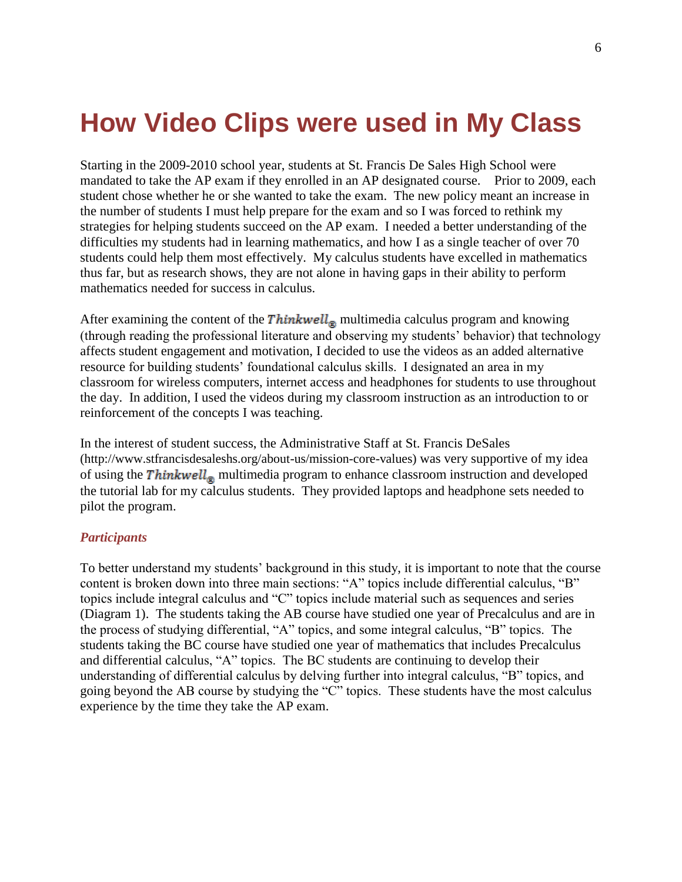# How Video Clips were used in My Class

Starting in the 2009-2010 school year, students at St. Francis De Sales High School were mandated to take the AP exam if they enrolled in an AP designated course. Prior to 2009, each student chose whether he or she wanted to take the exam. The new policy meant an increase in the number of students I must help prepare for the exam and so I was forced to rethink my strategies for helping students succeed on the AP exam. I needed a better understanding of the difficulties my students had in learning mathematics, and how I as a single teacher of over 70 students could help them most effectively. My calculus students have excelled in mathematics thus far, but as research shows, they are not alone in having gaps in their ability to perform mathematics needed for success in calculus.

After examining the content of the ***Thinkwell®*** multimedia calculus program and knowing (through reading the professional literature and observing my students' behavior) that technology affects student engagement and motivation, I decided to use the videos as an added alternative resource for building students' foundational calculus skills. I designated an area in my classroom for wireless computers, internet access and headphones for students to use throughout the day. In addition, I used the videos during my classroom instruction as an introduction to or reinforcement of the concepts I was teaching.

In the interest of student success, the Administrative Staff at St. Francis DeSales (http://www.stfrancisdesaleshs.org/about-us/mission-core-values) was very supportive of my idea of using the ***Thinkwell®*** multimedia program to enhance classroom instruction and developed the tutorial lab for my calculus students. They provided laptops and headphone sets needed to pilot the program.

### *Participants*

To better understand my students' background in this study, it is important to note that the course content is broken down into three main sections: "A" topics include differential calculus, "B" topics include integral calculus and "C" topics include material such as sequences and series (Diagram 1). The students taking the AB course have studied one year of Precalculus and are in the process of studying differential, "A" topics, and some integral calculus, "B" topics. The students taking the BC course have studied one year of mathematics that includes Precalculus and differential calculus, "A" topics. The BC students are continuing to develop their understanding of differential calculus by delving further into integral calculus, "B" topics, and going beyond the AB course by studying the "C" topics. These students have the most calculus experience by the time they take the AP exam.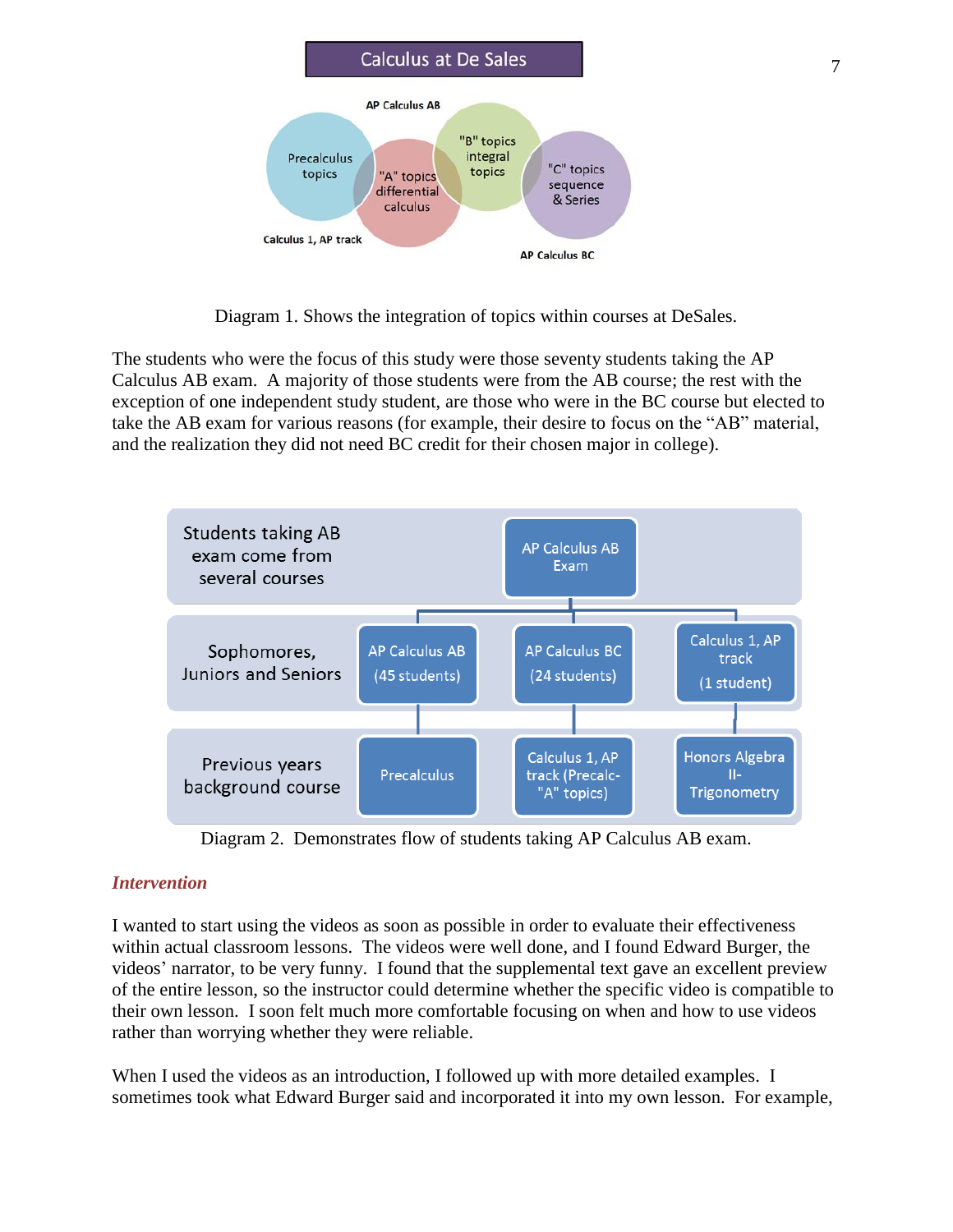Calculus at De Sales

AP Calculus AB

Precalculus topics

"A" topics differential calculus

"B" topics integral topics

"C" topics sequence & Series

Calculus 1, AP track

AP Calculus BC

Diagram 1. Shows the integration of topics within courses at DeSales.

The students who were the focus of this study were those seventy students taking the AP Calculus AB exam. A majority of those students were from the AB course; the rest with the exception of one independent study student, are those who were in the BC course but elected to take the AB exam for various reasons (for example, their desire to focus on the "AB" material, and the realization they did not need BC credit for their chosen major in college).

| Students taking AB exam come from several courses | | AP Calculus AB Exam | |
| --- | --- | --- | --- |
| Sophomores, Juniors and Seniors | AP Calculus AB (45 students) | AP Calculus BC (24 students) | Calculus 1, AP track (1 student) |
| Previous years background course | Precalculus | Calculus 1, AP track (Precalc- "A" topics) | Honors Algebra II- Trigonometry |

Diagram 2. Demonstrates flow of students taking AP Calculus AB exam.

### *Intervention*

I wanted to start using the videos as soon as possible in order to evaluate their effectiveness within actual classroom lessons. The videos were well done, and I found Edward Burger, the videos' narrator, to be very funny. I found that the supplemental text gave an excellent preview of the entire lesson, so the instructor could determine whether the specific video is compatible to their own lesson. I soon felt much more comfortable focusing on when and how to use videos rather than worrying whether they were reliable.

When I used the videos as an introduction, I followed up with more detailed examples. I sometimes took what Edward Burger said and incorporated it into my own lesson. For example,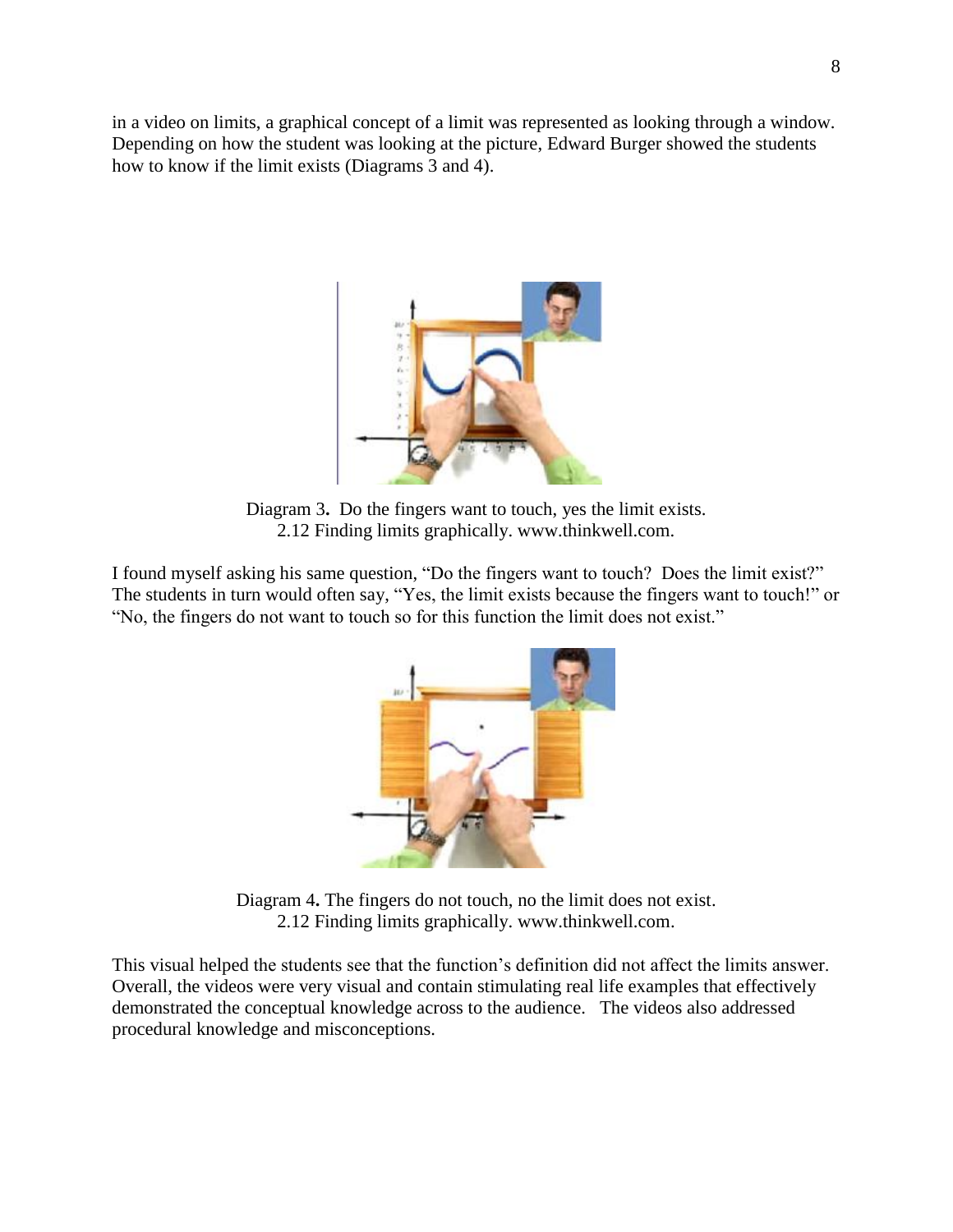in a video on limits, a graphical concept of a limit was represented as looking through a window. Depending on how the student was looking at the picture, Edward Burger showed the students how to know if the limit exists (Diagrams 3 and 4).

Diagram 3**.** Do the fingers want to touch, yes the limit exists. 2.12 Finding limits graphically. www.thinkwell.com.

I found myself asking his same question, "Do the fingers want to touch? Does the limit exist?" The students in turn would often say, "Yes, the limit exists because the fingers want to touch!" or "No, the fingers do not want to touch so for this function the limit does not exist."

Diagram 4**.** The fingers do not touch, no the limit does not exist. 2.12 Finding limits graphically. www.thinkwell.com.

This visual helped the students see that the function's definition did not affect the limits answer. Overall, the videos were very visual and contain stimulating real life examples that effectively demonstrated the conceptual knowledge across to the audience. The videos also addressed procedural knowledge and misconceptions.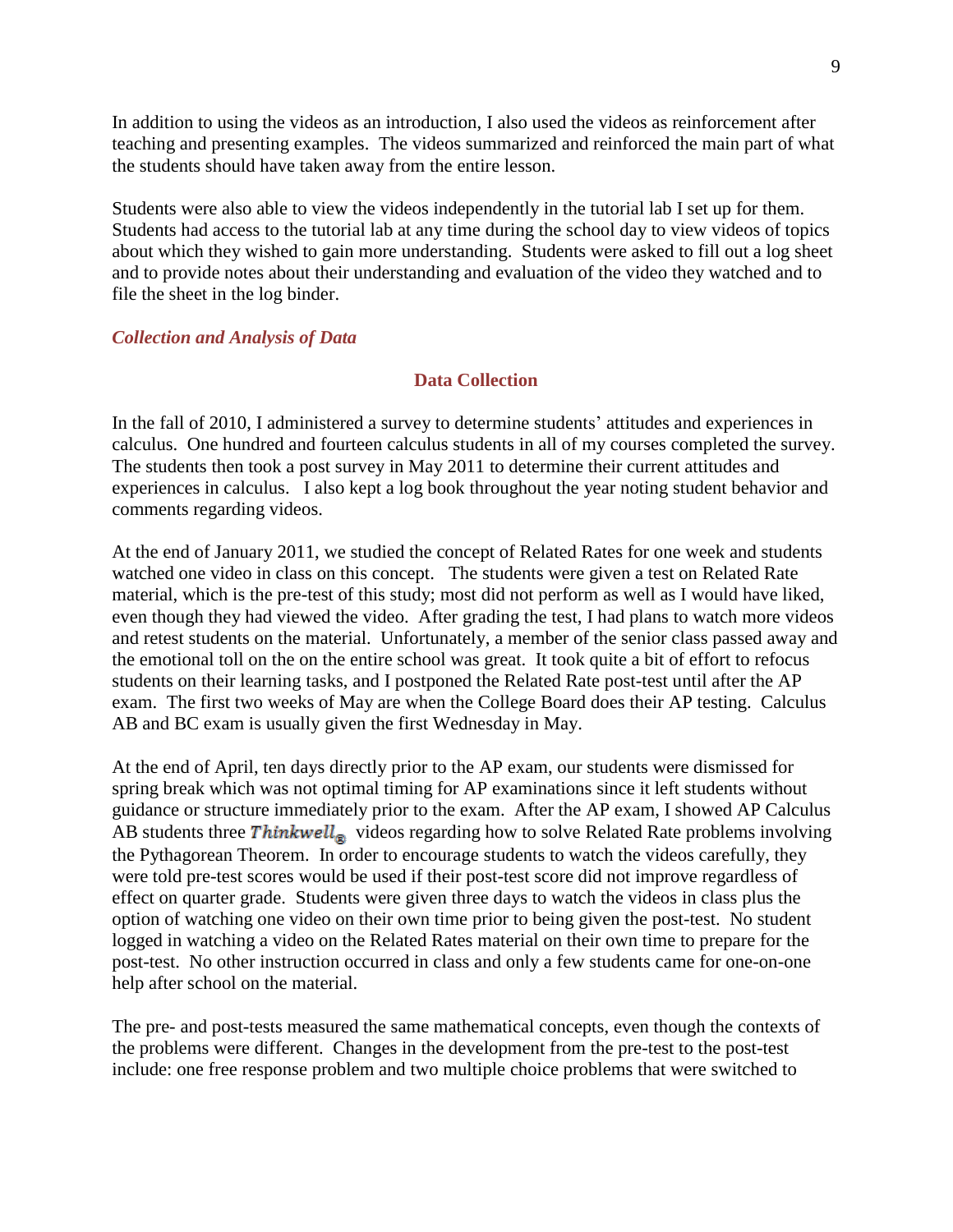In addition to using the videos as an introduction, I also used the videos as reinforcement after teaching and presenting examples. The videos summarized and reinforced the main part of what the students should have taken away from the entire lesson.

Students were also able to view the videos independently in the tutorial lab I set up for them. Students had access to the tutorial lab at any time during the school day to view videos of topics about which they wished to gain more understanding. Students were asked to fill out a log sheet and to provide notes about their understanding and evaluation of the video they watched and to file the sheet in the log binder.

### *Collection and Analysis of Data*

#### Data Collection

In the fall of 2010, I administered a survey to determine students' attitudes and experiences in calculus. One hundred and fourteen calculus students in all of my courses completed the survey. The students then took a post survey in May 2011 to determine their current attitudes and experiences in calculus. I also kept a log book throughout the year noting student behavior and comments regarding videos.

At the end of January 2011, we studied the concept of Related Rates for one week and students watched one video in class on this concept. The students were given a test on Related Rate material, which is the pre-test of this study; most did not perform as well as I would have liked, even though they had viewed the video. After grading the test, I had plans to watch more videos and retest students on the material. Unfortunately, a member of the senior class passed away and the emotional toll on the on the entire school was great. It took quite a bit of effort to refocus students on their learning tasks, and I postponed the Related Rate post-test until after the AP exam. The first two weeks of May are when the College Board does their AP testing. Calculus AB and BC exam is usually given the first Wednesday in May.

At the end of April, ten days directly prior to the AP exam, our students were dismissed for spring break which was not optimal timing for AP examinations since it left students without guidance or structure immediately prior to the exam. After the AP exam, I showed AP Calculus AB students three *Thinkwell*® videos regarding how to solve Related Rate problems involving the Pythagorean Theorem. In order to encourage students to watch the videos carefully, they were told pre-test scores would be used if their post-test score did not improve regardless of effect on quarter grade. Students were given three days to watch the videos in class plus the option of watching one video on their own time prior to being given the post-test. No student logged in watching a video on the Related Rates material on their own time to prepare for the post-test. No other instruction occurred in class and only a few students came for one-on-one help after school on the material.

The pre- and post-tests measured the same mathematical concepts, even though the contexts of the problems were different. Changes in the development from the pre-test to the post-test include: one free response problem and two multiple choice problems that were switched to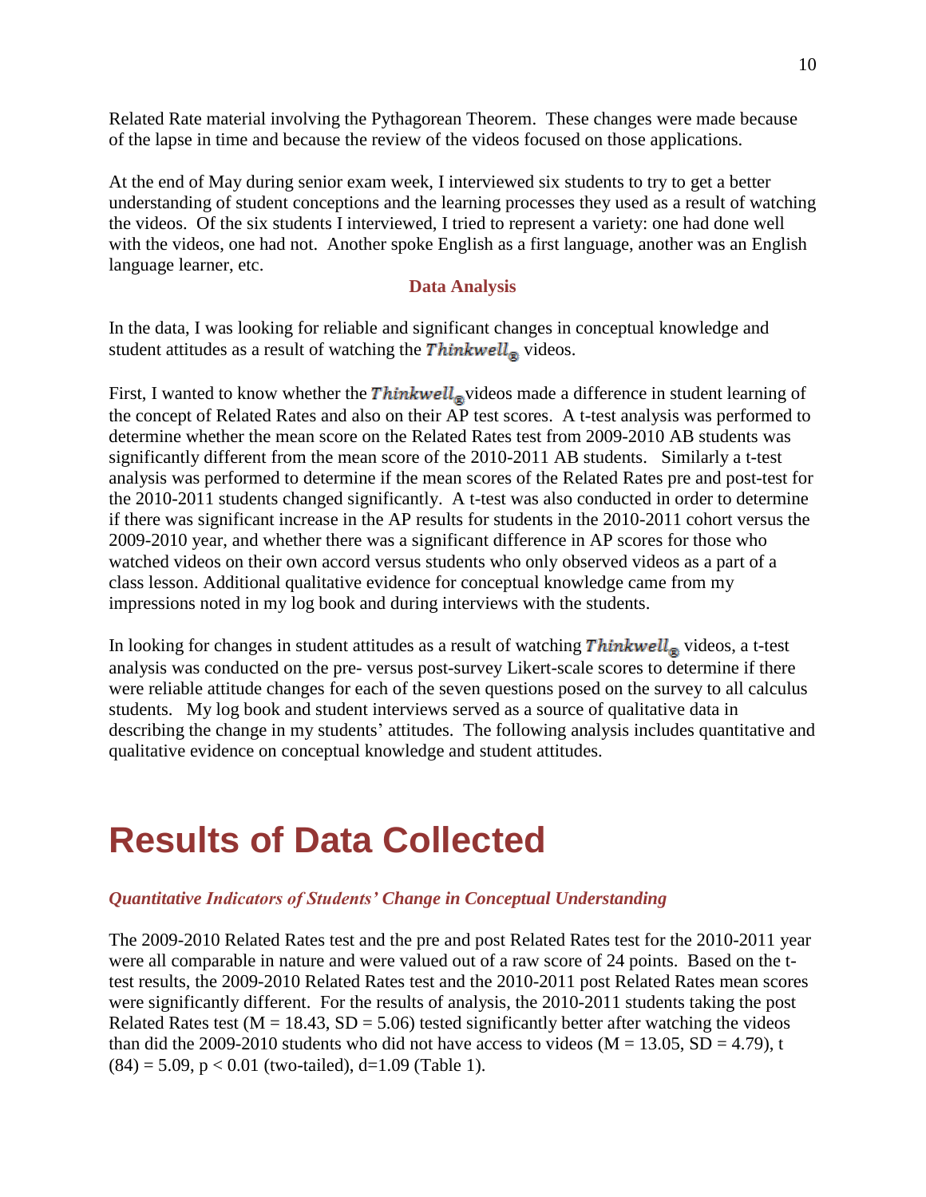Related Rate material involving the Pythagorean Theorem. These changes were made because of the lapse in time and because the review of the videos focused on those applications.

At the end of May during senior exam week, I interviewed six students to try to get a better understanding of student conceptions and the learning processes they used as a result of watching the videos. Of the six students I interviewed, I tried to represent a variety: one had done well with the videos, one had not. Another spoke English as a first language, another was an English language learner, etc.

### Data Analysis

In the data, I was looking for reliable and significant changes in conceptual knowledge and student attitudes as a result of watching the ***Thinkwell***® videos.

First, I wanted to know whether the ***Thinkwell***® videos made a difference in student learning of the concept of Related Rates and also on their AP test scores. A t-test analysis was performed to determine whether the mean score on the Related Rates test from 2009-2010 AB students was significantly different from the mean score of the 2010-2011 AB students. Similarly a t-test analysis was performed to determine if the mean scores of the Related Rates pre and post-test for the 2010-2011 students changed significantly. A t-test was also conducted in order to determine if there was significant increase in the AP results for students in the 2010-2011 cohort versus the 2009-2010 year, and whether there was a significant difference in AP scores for those who watched videos on their own accord versus students who only observed videos as a part of a class lesson. Additional qualitative evidence for conceptual knowledge came from my impressions noted in my log book and during interviews with the students.

In looking for changes in student attitudes as a result of watching ***Thinkwell***® videos, a t-test analysis was conducted on the pre- versus post-survey Likert-scale scores to determine if there were reliable attitude changes for each of the seven questions posed on the survey to all calculus students. My log book and student interviews served as a source of qualitative data in describing the change in my students' attitudes. The following analysis includes quantitative and qualitative evidence on conceptual knowledge and student attitudes.

# Results of Data Collected

### *Quantitative Indicators of Students' Change in Conceptual Understanding*

The 2009-2010 Related Rates test and the pre and post Related Rates test for the 2010-2011 year were all comparable in nature and were valued out of a raw score of 24 points. Based on the t-test results, the 2009-2010 Related Rates test and the 2010-2011 post Related Rates mean scores were significantly different. For the results of analysis, the 2010-2011 students taking the post Related Rates test ($M = 18.43$, $SD = 5.06$) tested significantly better after watching the videos than did the 2009-2010 students who did not have access to videos ($M = 13.05$, $SD = 4.79$), $t(84) = 5.09$, $p < 0.01$ (two-tailed), $d=1.09$ (Table 1).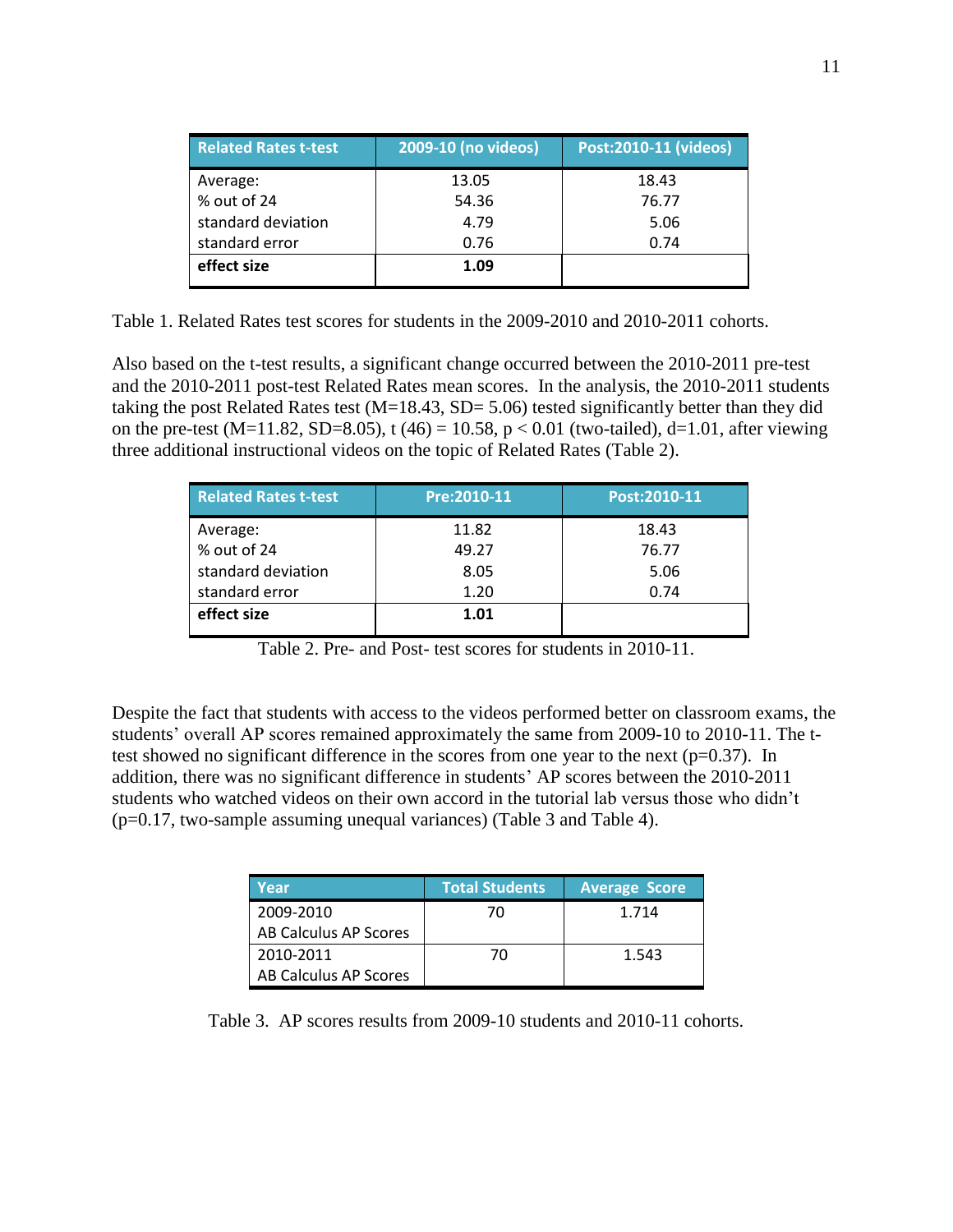| Related Rates t-test | 2009-10 (no videos) | Post:2010-11 (videos) |
|---|---|---|
| Average: | 13.05 | 18.43 |
| % out of 24 | 54.36 | 76.77 |
| standard deviation | 4.79 | 5.06 |
| standard error | 0.76 | 0.74 |
| **effect size** | **1.09** | |

Table 1. Related Rates test scores for students in the 2009-2010 and 2010-2011 cohorts.

Also based on the t-test results, a significant change occurred between the 2010-2011 pre-test and the 2010-2011 post-test Related Rates mean scores. In the analysis, the 2010-2011 students taking the post Related Rates test (M=18.43, SD= 5.06) tested significantly better than they did on the pre-test (M=11.82, SD=8.05), $t\ (46) = 10.58$, $p < 0.01$ (two-tailed), d=1.01, after viewing three additional instructional videos on the topic of Related Rates (Table 2).

| Related Rates t-test | Pre:2010-11 | Post:2010-11 |
|---|---|---|
| Average: | 11.82 | 18.43 |
| % out of 24 | 49.27 | 76.77 |
| standard deviation | 8.05 | 5.06 |
| standard error | 1.20 | 0.74 |
| **effect size** | **1.01** | |

Table 2. Pre- and Post- test scores for students in 2010-11.

Despite the fact that students with access to the videos performed better on classroom exams, the students' overall AP scores remained approximately the same from 2009-10 to 2010-11. The t-test showed no significant difference in the scores from one year to the next ($p=0.37$). In addition, there was no significant difference in students' AP scores between the 2010-2011 students who watched videos on their own accord in the tutorial lab versus those who didn't ($p=0.17$, two-sample assuming unequal variances) (Table 3 and Table 4).

| Year | Total Students | Average Score |
|---|---|---|
| 2009-2010 AB Calculus AP Scores | 70 | 1.714 |
| 2010-2011 AB Calculus AP Scores | 70 | 1.543 |

Table 3. AP scores results from 2009-10 students and 2010-11 cohorts.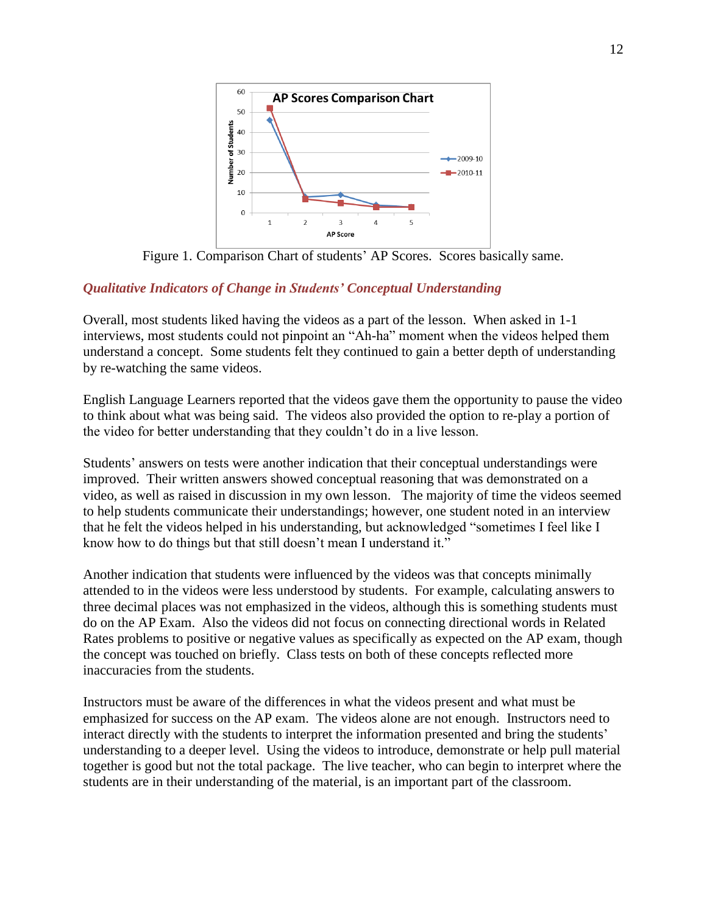Figure 1. Comparison Chart of students' AP Scores. Scores basically same.

### *Qualitative Indicators of Change in Students' Conceptual Understanding*

Overall, most students liked having the videos as a part of the lesson. When asked in 1-1 interviews, most students could not pinpoint an "Ah-ha" moment when the videos helped them understand a concept. Some students felt they continued to gain a better depth of understanding by re-watching the same videos.

English Language Learners reported that the videos gave them the opportunity to pause the video to think about what was being said. The videos also provided the option to re-play a portion of the video for better understanding that they couldn't do in a live lesson.

Students' answers on tests were another indication that their conceptual understandings were improved. Their written answers showed conceptual reasoning that was demonstrated on a video, as well as raised in discussion in my own lesson. The majority of time the videos seemed to help students communicate their understandings; however, one student noted in an interview that he felt the videos helped in his understanding, but acknowledged "sometimes I feel like I know how to do things but that still doesn't mean I understand it."

Another indication that students were influenced by the videos was that concepts minimally attended to in the videos were less understood by students. For example, calculating answers to three decimal places was not emphasized in the videos, although this is something students must do on the AP Exam. Also the videos did not focus on connecting directional words in Related Rates problems to positive or negative values as specifically as expected on the AP exam, though the concept was touched on briefly. Class tests on both of these concepts reflected more inaccuracies from the students.

Instructors must be aware of the differences in what the videos present and what must be emphasized for success on the AP exam. The videos alone are not enough. Instructors need to interact directly with the students to interpret the information presented and bring the students' understanding to a deeper level. Using the videos to introduce, demonstrate or help pull material together is good but not the total package. The live teacher, who can begin to interpret where the students are in their understanding of the material, is an important part of the classroom.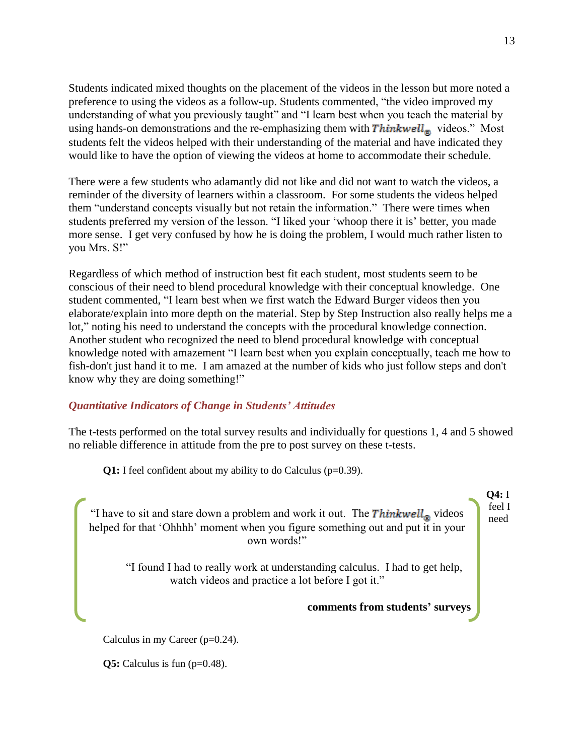Students indicated mixed thoughts on the placement of the videos in the lesson but more noted a preference to using the videos as a follow-up. Students commented, "the video improved my understanding of what you previously taught" and "I learn best when you teach the material by using hands-on demonstrations and the re-emphasizing them with *Thinkwell*® videos." Most students felt the videos helped with their understanding of the material and have indicated they would like to have the option of viewing the videos at home to accommodate their schedule.

There were a few students who adamantly did not like and did not want to watch the videos, a reminder of the diversity of learners within a classroom. For some students the videos helped them "understand concepts visually but not retain the information." There were times when students preferred my version of the lesson. "I liked your 'whoop there it is' better, you made more sense. I get very confused by how he is doing the problem, I would much rather listen to you Mrs. S!"

Regardless of which method of instruction best fit each student, most students seem to be conscious of their need to blend procedural knowledge with their conceptual knowledge. One student commented, "I learn best when we first watch the Edward Burger videos then you elaborate/explain into more depth on the material. Step by Step Instruction also really helps me a lot," noting his need to understand the concepts with the procedural knowledge connection. Another student who recognized the need to blend procedural knowledge with conceptual knowledge noted with amazement "I learn best when you explain conceptually, teach me how to fish-don't just hand it to me. I am amazed at the number of kids who just follow steps and don't know why they are doing something!"

### *Quantitative Indicators of Change in Students' Attitudes*

The t-tests performed on the total survey results and individually for questions 1, 4 and 5 showed no reliable difference in attitude from the pre to post survey on these t-tests.

**Q1:** I feel confident about my ability to do Calculus ($p=0.39$).

> "I have to sit and stare down a problem and work it out. The *Thinkwell*® videos helped for that 'Ohhhh' moment when you figure something out and put it in your own words!"
>
> "I found I had to really work at understanding calculus. I had to get help, watch videos and practice a lot before I got it."
>
> **comments from students' surveys**

**Q4:** I feel I need Calculus in my Career ($p=0.24$).

**Q5:** Calculus is fun ($p=0.48$).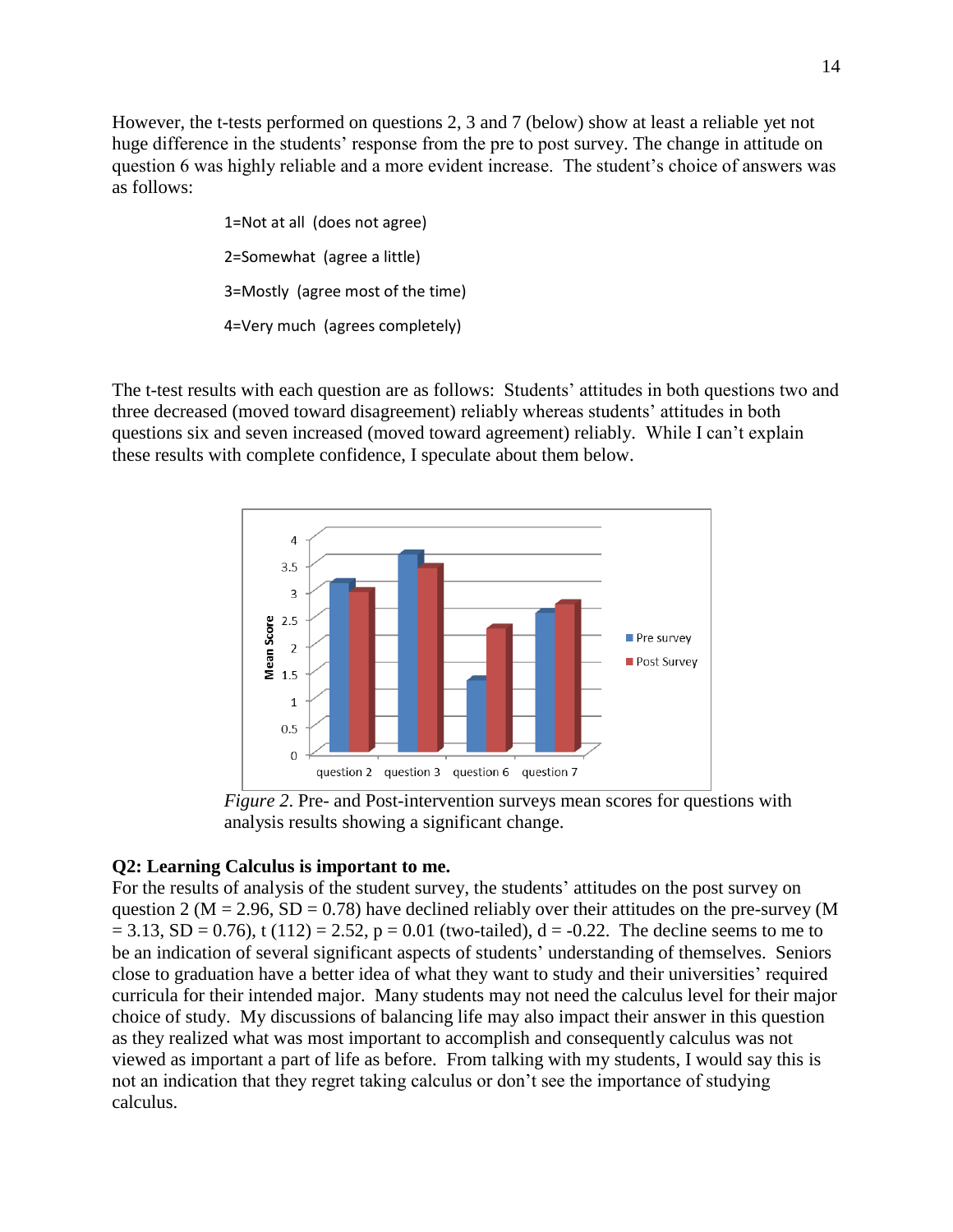However, the t-tests performed on questions 2, 3 and 7 (below) show at least a reliable yet not huge difference in the students' response from the pre to post survey. The change in attitude on question 6 was highly reliable and a more evident increase. The student's choice of answers was as follows:

1=Not at all (does not agree)

2=Somewhat (agree a little)

3=Mostly (agree most of the time)

4=Very much (agrees completely)

The t-test results with each question are as follows: Students' attitudes in both questions two and three decreased (moved toward disagreement) reliably whereas students' attitudes in both questions six and seven increased (moved toward agreement) reliably. While I can't explain these results with complete confidence, I speculate about them below.

*Figure 2.* Pre- and Post-intervention surveys mean scores for questions with analysis results showing a significant change.

**Q2: Learning Calculus is important to me.**

For the results of analysis of the student survey, the students' attitudes on the post survey on question 2 ($M = 2.96$, $SD = 0.78$) have declined reliably over their attitudes on the pre-survey ($M = 3.13$, $SD = 0.76$), $t(112) = 2.52$, $p = 0.01$ (two-tailed), $d = -0.22$. The decline seems to me to be an indication of several significant aspects of students' understanding of themselves. Seniors close to graduation have a better idea of what they want to study and their universities' required curricula for their intended major. Many students may not need the calculus level for their major choice of study. My discussions of balancing life may also impact their answer in this question as they realized what was most important to accomplish and consequently calculus was not viewed as important a part of life as before. From talking with my students, I would say this is not an indication that they regret taking calculus or don't see the importance of studying calculus.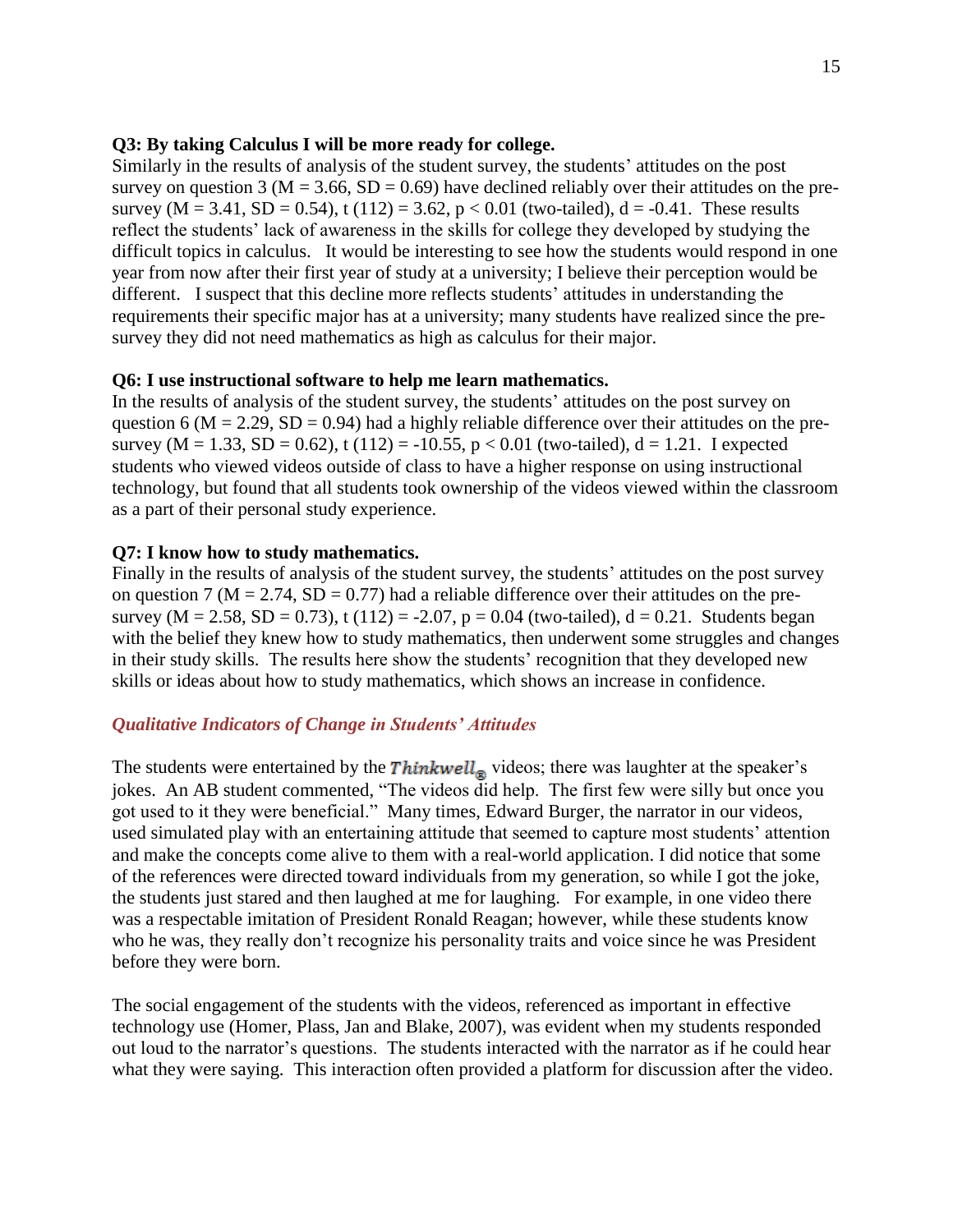**Q3: By taking Calculus I will be more ready for college.**

Similarly in the results of analysis of the student survey, the students' attitudes on the post survey on question 3 ($M = 3.66$, $SD = 0.69$) have declined reliably over their attitudes on the pre-survey ($M = 3.41$, $SD = 0.54$), $t(112) = 3.62$, $p < 0.01$ (two-tailed), $d = -0.41$. These results reflect the students' lack of awareness in the skills for college they developed by studying the difficult topics in calculus. It would be interesting to see how the students would respond in one year from now after their first year of study at a university; I believe their perception would be different. I suspect that this decline more reflects students' attitudes in understanding the requirements their specific major has at a university; many students have realized since the pre-survey they did not need mathematics as high as calculus for their major.

**Q6: I use instructional software to help me learn mathematics.**

In the results of analysis of the student survey, the students' attitudes on the post survey on question 6 ($M = 2.29$, $SD = 0.94$) had a highly reliable difference over their attitudes on the pre-survey ($M = 1.33$, $SD = 0.62$), $t(112) = -10.55$, $p < 0.01$ (two-tailed), $d = 1.21$. I expected students who viewed videos outside of class to have a higher response on using instructional technology, but found that all students took ownership of the videos viewed within the classroom as a part of their personal study experience.

**Q7: I know how to study mathematics.**

Finally in the results of analysis of the student survey, the students' attitudes on the post survey on question 7 ($M = 2.74$, $SD = 0.77$) had a reliable difference over their attitudes on the pre-survey ($M = 2.58$, $SD = 0.73$), $t(112) = -2.07$, $p = 0.04$ (two-tailed), $d = 0.21$. Students began with the belief they knew how to study mathematics, then underwent some struggles and changes in their study skills. The results here show the students' recognition that they developed new skills or ideas about how to study mathematics, which shows an increase in confidence.

### *Qualitative Indicators of Change in Students' Attitudes*

The students were entertained by the ***Thinkwell***® videos; there was laughter at the speaker's jokes. An AB student commented, "The videos did help. The first few were silly but once you got used to it they were beneficial." Many times, Edward Burger, the narrator in our videos, used simulated play with an entertaining attitude that seemed to capture most students' attention and make the concepts come alive to them with a real-world application. I did notice that some of the references were directed toward individuals from my generation, so while I got the joke, the students just stared and then laughed at me for laughing. For example, in one video there was a respectable imitation of President Ronald Reagan; however, while these students know who he was, they really don't recognize his personality traits and voice since he was President before they were born.

The social engagement of the students with the videos, referenced as important in effective technology use (Homer, Plass, Jan and Blake, 2007), was evident when my students responded out loud to the narrator's questions. The students interacted with the narrator as if he could hear what they were saying. This interaction often provided a platform for discussion after the video.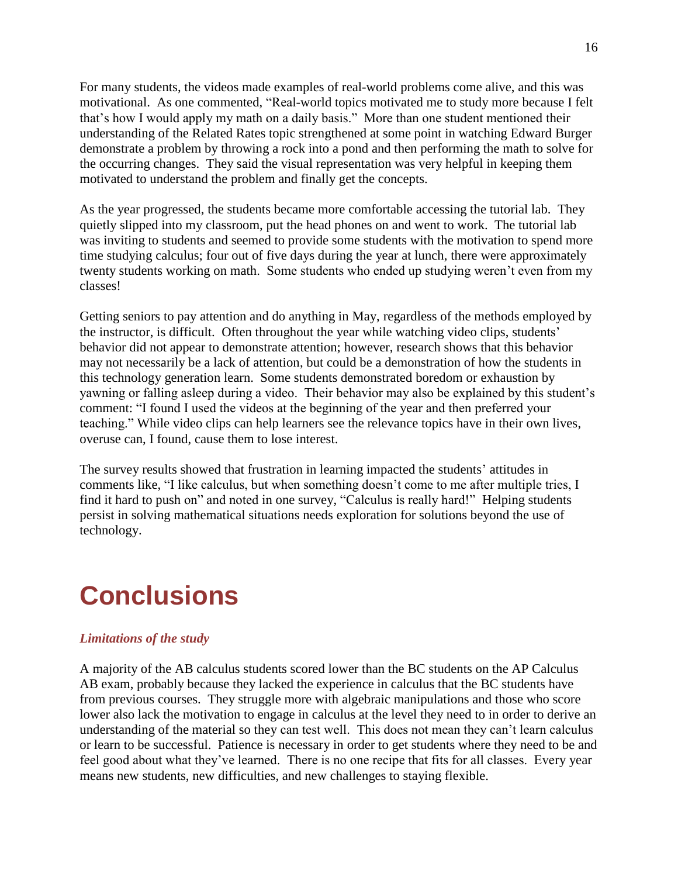For many students, the videos made examples of real-world problems come alive, and this was motivational. As one commented, "Real-world topics motivated me to study more because I felt that's how I would apply my math on a daily basis." More than one student mentioned their understanding of the Related Rates topic strengthened at some point in watching Edward Burger demonstrate a problem by throwing a rock into a pond and then performing the math to solve for the occurring changes. They said the visual representation was very helpful in keeping them motivated to understand the problem and finally get the concepts.

As the year progressed, the students became more comfortable accessing the tutorial lab. They quietly slipped into my classroom, put the head phones on and went to work. The tutorial lab was inviting to students and seemed to provide some students with the motivation to spend more time studying calculus; four out of five days during the year at lunch, there were approximately twenty students working on math. Some students who ended up studying weren't even from my classes!

Getting seniors to pay attention and do anything in May, regardless of the methods employed by the instructor, is difficult. Often throughout the year while watching video clips, students' behavior did not appear to demonstrate attention; however, research shows that this behavior may not necessarily be a lack of attention, but could be a demonstration of how the students in this technology generation learn. Some students demonstrated boredom or exhaustion by yawning or falling asleep during a video. Their behavior may also be explained by this student's comment: "I found I used the videos at the beginning of the year and then preferred your teaching." While video clips can help learners see the relevance topics have in their own lives, overuse can, I found, cause them to lose interest.

The survey results showed that frustration in learning impacted the students' attitudes in comments like, "I like calculus, but when something doesn't come to me after multiple tries, I find it hard to push on" and noted in one survey, "Calculus is really hard!" Helping students persist in solving mathematical situations needs exploration for solutions beyond the use of technology.

# Conclusions

### *Limitations of the study*

A majority of the AB calculus students scored lower than the BC students on the AP Calculus AB exam, probably because they lacked the experience in calculus that the BC students have from previous courses. They struggle more with algebraic manipulations and those who score lower also lack the motivation to engage in calculus at the level they need to in order to derive an understanding of the material so they can test well. This does not mean they can't learn calculus or learn to be successful. Patience is necessary in order to get students where they need to be and feel good about what they've learned. There is no one recipe that fits for all classes. Every year means new students, new difficulties, and new challenges to staying flexible.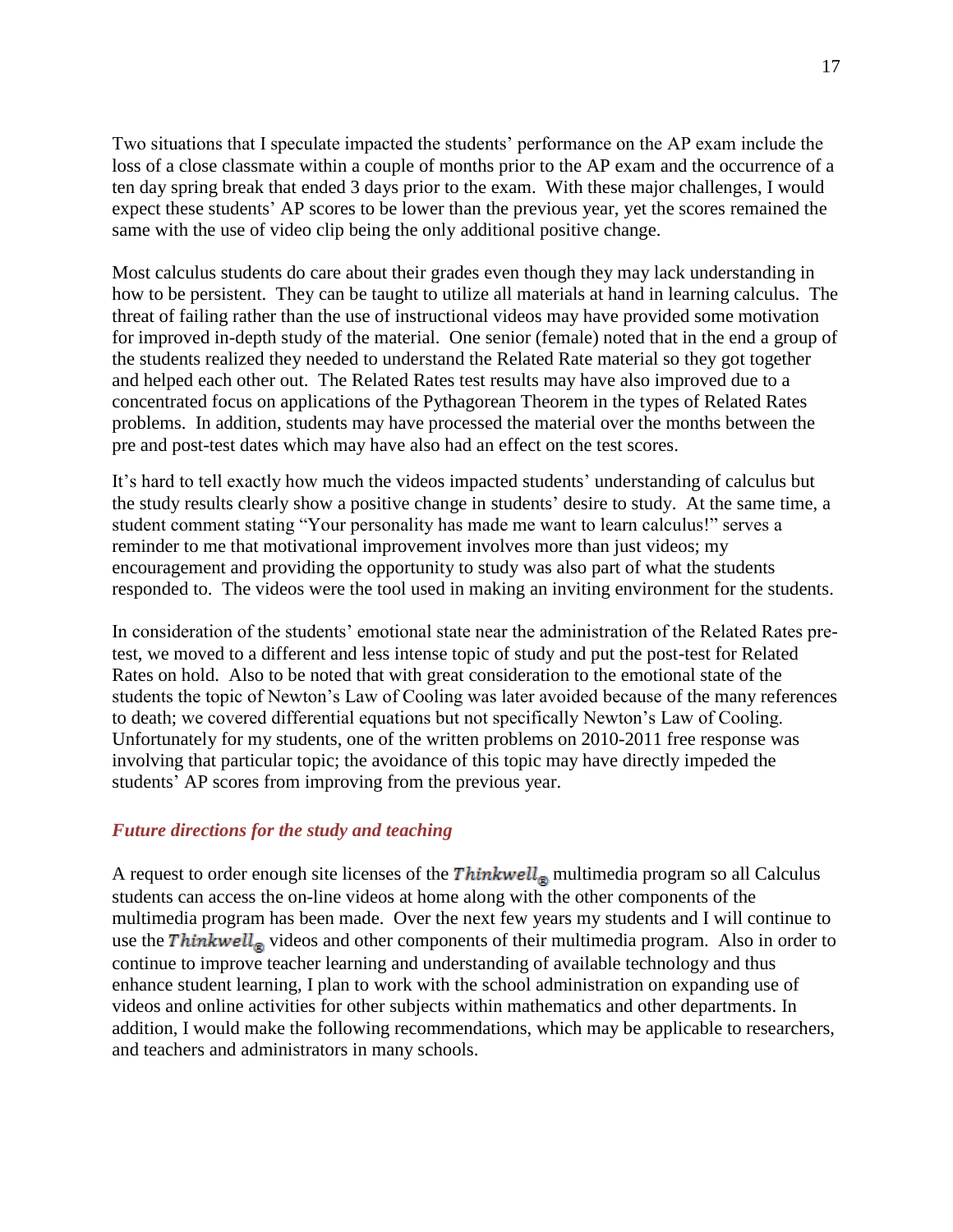Two situations that I speculate impacted the students' performance on the AP exam include the loss of a close classmate within a couple of months prior to the AP exam and the occurrence of a ten day spring break that ended 3 days prior to the exam. With these major challenges, I would expect these students' AP scores to be lower than the previous year, yet the scores remained the same with the use of video clip being the only additional positive change.

Most calculus students do care about their grades even though they may lack understanding in how to be persistent. They can be taught to utilize all materials at hand in learning calculus. The threat of failing rather than the use of instructional videos may have provided some motivation for improved in-depth study of the material. One senior (female) noted that in the end a group of the students realized they needed to understand the Related Rate material so they got together and helped each other out. The Related Rates test results may have also improved due to a concentrated focus on applications of the Pythagorean Theorem in the types of Related Rates problems. In addition, students may have processed the material over the months between the pre and post-test dates which may have also had an effect on the test scores.

It's hard to tell exactly how much the videos impacted students' understanding of calculus but the study results clearly show a positive change in students' desire to study. At the same time, a student comment stating "Your personality has made me want to learn calculus!" serves a reminder to me that motivational improvement involves more than just videos; my encouragement and providing the opportunity to study was also part of what the students responded to. The videos were the tool used in making an inviting environment for the students.

In consideration of the students' emotional state near the administration of the Related Rates pre-test, we moved to a different and less intense topic of study and put the post-test for Related Rates on hold. Also to be noted that with great consideration to the emotional state of the students the topic of Newton's Law of Cooling was later avoided because of the many references to death; we covered differential equations but not specifically Newton's Law of Cooling. Unfortunately for my students, one of the written problems on 2010-2011 free response was involving that particular topic; the avoidance of this topic may have directly impeded the students' AP scores from improving from the previous year.

### *Future directions for the study and teaching*

A request to order enough site licenses of the ***Thinkwell***® multimedia program so all Calculus students can access the on-line videos at home along with the other components of the multimedia program has been made. Over the next few years my students and I will continue to use the ***Thinkwell***® videos and other components of their multimedia program. Also in order to continue to improve teacher learning and understanding of available technology and thus enhance student learning, I plan to work with the school administration on expanding use of videos and online activities for other subjects within mathematics and other departments. In addition, I would make the following recommendations, which may be applicable to researchers, and teachers and administrators in many schools.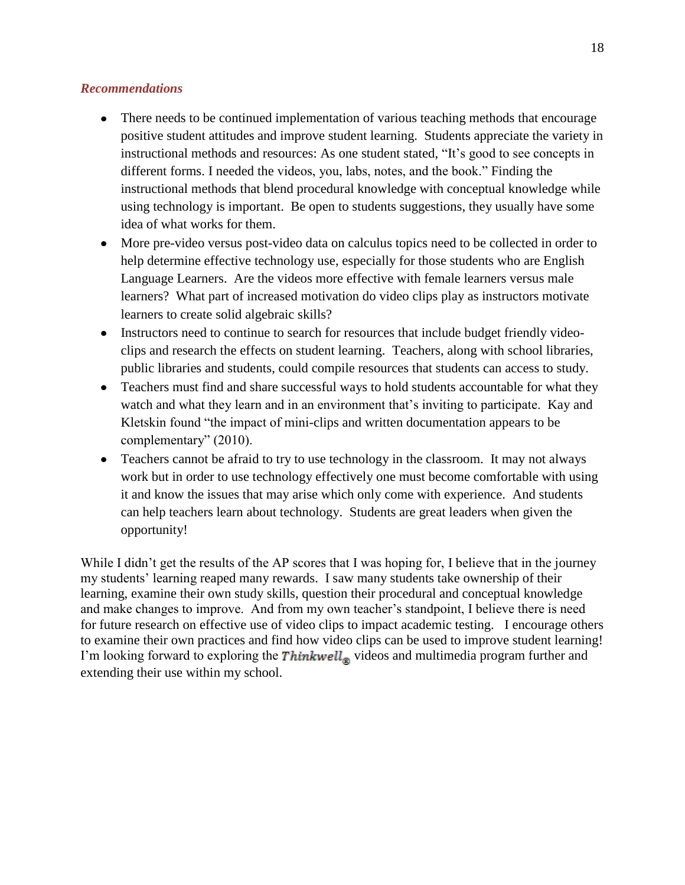### *Recommendations*

- There needs to be continued implementation of various teaching methods that encourage positive student attitudes and improve student learning. Students appreciate the variety in instructional methods and resources: As one student stated, "It's good to see concepts in different forms. I needed the videos, you, labs, notes, and the book." Finding the instructional methods that blend procedural knowledge with conceptual knowledge while using technology is important. Be open to students suggestions, they usually have some idea of what works for them.
- More pre-video versus post-video data on calculus topics need to be collected in order to help determine effective technology use, especially for those students who are English Language Learners. Are the videos more effective with female learners versus male learners? What part of increased motivation do video clips play as instructors motivate learners to create solid algebraic skills?
- Instructors need to continue to search for resources that include budget friendly video-clips and research the effects on student learning. Teachers, along with school libraries, public libraries and students, could compile resources that students can access to study.
- Teachers must find and share successful ways to hold students accountable for what they watch and what they learn and in an environment that's inviting to participate. Kay and Kletskin found "the impact of mini-clips and written documentation appears to be complementary" (2010).
- Teachers cannot be afraid to try to use technology in the classroom. It may not always work but in order to use technology effectively one must become comfortable with using it and know the issues that may arise which only come with experience. And students can help teachers learn about technology. Students are great leaders when given the opportunity!

While I didn't get the results of the AP scores that I was hoping for, I believe that in the journey my students' learning reaped many rewards. I saw many students take ownership of their learning, examine their own study skills, question their procedural and conceptual knowledge and make changes to improve. And from my own teacher's standpoint, I believe there is need for future research on effective use of video clips to impact academic testing. I encourage others to examine their own practices and find how video clips can be used to improve student learning! I'm looking forward to exploring the ***Thinkwell***® videos and multimedia program further and extending their use within my school.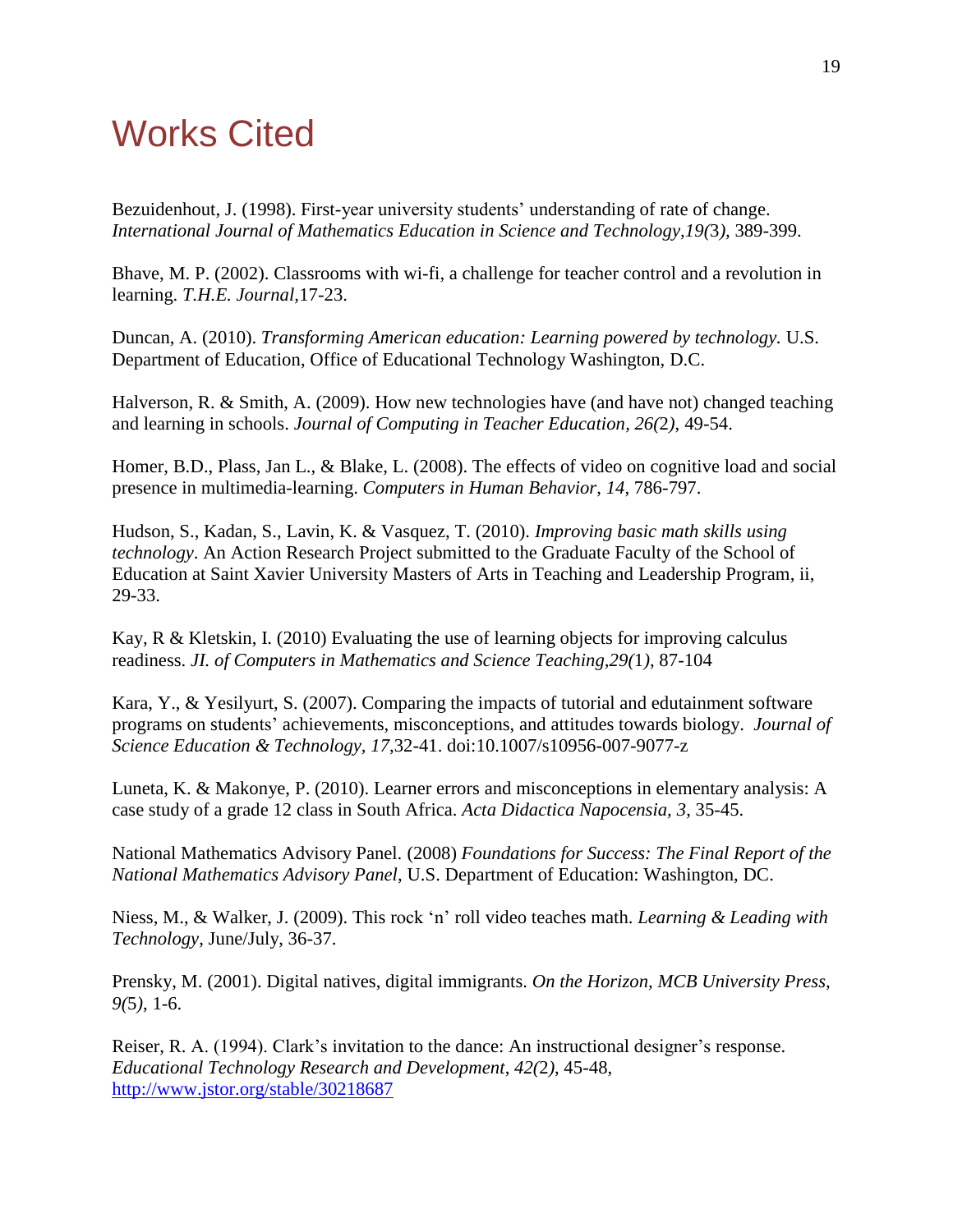# Works Cited

Bezuidenhout, J. (1998). First-year university students' understanding of rate of change. *International Journal of Mathematics Education in Science and Technology,19(*3*),* 389-399.

Bhave, M. P. (2002). Classrooms with wi-fi, a challenge for teacher control and a revolution in learning. *T.H.E. Journal*,17-23.

Duncan, A. (2010). *Transforming American education: Learning powered by technology.* U.S. Department of Education, Office of Educational Technology Washington, D.C.

Halverson, R. & Smith, A. (2009). How new technologies have (and have not) changed teaching and learning in schools. *Journal of Computing in Teacher Education, 26(*2*),* 49-54.

Homer, B.D., Plass, Jan L., & Blake, L. (2008). The effects of video on cognitive load and social presence in multimedia-learning. *Computers in Human Behavior*, *14*, 786-797.

Hudson, S., Kadan, S., Lavin, K. & Vasquez, T. (2010). *Improving basic math skills using technology*. An Action Research Project submitted to the Graduate Faculty of the School of Education at Saint Xavier University Masters of Arts in Teaching and Leadership Program, ii, 29-33.

Kay, R & Kletskin, I. (2010) Evaluating the use of learning objects for improving calculus readiness. *JI. of Computers in Mathematics and Science Teaching,29(*1*)*, 87-104

Kara, Y., & Yesilyurt, S. (2007). Comparing the impacts of tutorial and edutainment software programs on students' achievements, misconceptions, and attitudes towards biology. *Journal of Science Education & Technology*, *17*,32-41. doi:10.1007/s10956-007-9077-z

Luneta, K. & Makonye, P. (2010). Learner errors and misconceptions in elementary analysis: A case study of a grade 12 class in South Africa. *Acta Didactica Napocensia*, *3*, 35-45.

National Mathematics Advisory Panel. (2008) *Foundations for Success: The Final Report of the National Mathematics Advisory Panel*, U.S. Department of Education: Washington, DC.

Niess, M., & Walker, J. (2009). This rock 'n' roll video teaches math. *Learning & Leading with Technology*, June/July, 36-37.

Prensky, M. (2001). Digital natives, digital immigrants. *On the Horizon, MCB University Press, 9(*5*)*, 1-6.

Reiser, R. A. (1994). Clark's invitation to the dance: An instructional designer's response. *Educational Technology Research and Development*, *42(*2*)*, 45-48, http://www.jstor.org/stable/30218687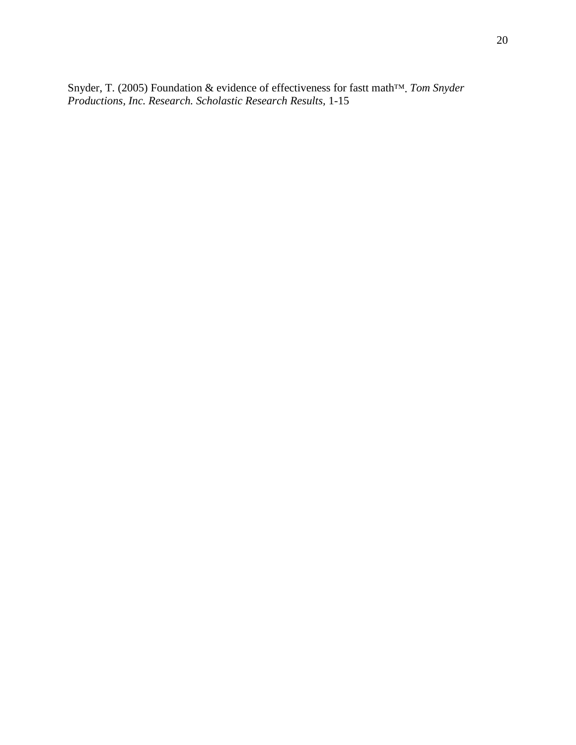Snyder, T. (2005) Foundation & evidence of effectiveness for fastt math™. *Tom Snyder Productions, Inc. Research. Scholastic Research Results,* 1-15